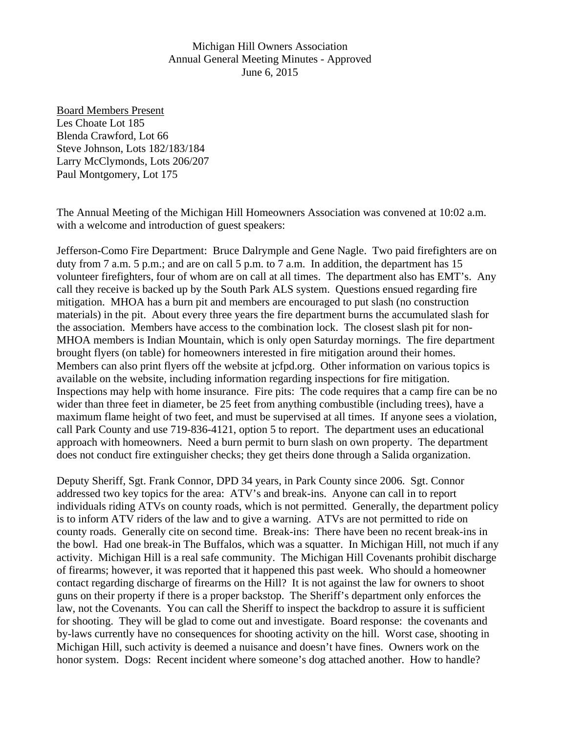Michigan Hill Owners Association
Annual General Meeting Minutes - Approved
June 6, 2015

Board Members Present
Les Choate Lot 185
Blenda Crawford, Lot 66
Steve Johnson, Lots 182/183/184
Larry McClymonds, Lots 206/207
Paul Montgomery, Lot 175

The Annual Meeting of the Michigan Hill Homeowners Association was convened at 10:02 a.m. with a welcome and introduction of guest speakers:

Jefferson-Como Fire Department: Bruce Dalrymple and Gene Nagle. Two paid firefighters are on duty from 7 a.m. 5 p.m.; and are on call 5 p.m. to 7 a.m. In addition, the department has 15 volunteer firefighters, four of whom are on call at all times. The department also has EMT's. Any call they receive is backed up by the South Park ALS system. Questions ensued regarding fire mitigation. MHOA has a burn pit and members are encouraged to put slash (no construction materials) in the pit. About every three years the fire department burns the accumulated slash for the association. Members have access to the combination lock. The closest slash pit for non-MHOA members is Indian Mountain, which is only open Saturday mornings. The fire department brought flyers (on table) for homeowners interested in fire mitigation around their homes. Members can also print flyers off the website at jcfpd.org. Other information on various topics is available on the website, including information regarding inspections for fire mitigation. Inspections may help with home insurance. Fire pits: The code requires that a camp fire can be no wider than three feet in diameter, be 25 feet from anything combustible (including trees), have a maximum flame height of two feet, and must be supervised at all times. If anyone sees a violation, call Park County and use 719-836-4121, option 5 to report. The department uses an educational approach with homeowners. Need a burn permit to burn slash on own property. The department does not conduct fire extinguisher checks; they get theirs done through a Salida organization.

Deputy Sheriff, Sgt. Frank Connor, DPD 34 years, in Park County since 2006. Sgt. Connor addressed two key topics for the area: ATV's and break-ins. Anyone can call in to report individuals riding ATVs on county roads, which is not permitted. Generally, the department policy is to inform ATV riders of the law and to give a warning. ATVs are not permitted to ride on county roads. Generally cite on second time. Break-ins: There have been no recent break-ins in the bowl. Had one break-in The Buffalos, which was a squatter. In Michigan Hill, not much if any activity. Michigan Hill is a real safe community. The Michigan Hill Covenants prohibit discharge of firearms; however, it was reported that it happened this past week. Who should a homeowner contact regarding discharge of firearms on the Hill? It is not against the law for owners to shoot guns on their property if there is a proper backstop. The Sheriff's department only enforces the law, not the Covenants. You can call the Sheriff to inspect the backdrop to assure it is sufficient for shooting. They will be glad to come out and investigate. Board response: the covenants and by-laws currently have no consequences for shooting activity on the hill. Worst case, shooting in Michigan Hill, such activity is deemed a nuisance and doesn't have fines. Owners work on the honor system. Dogs: Recent incident where someone's dog attached another. How to handle?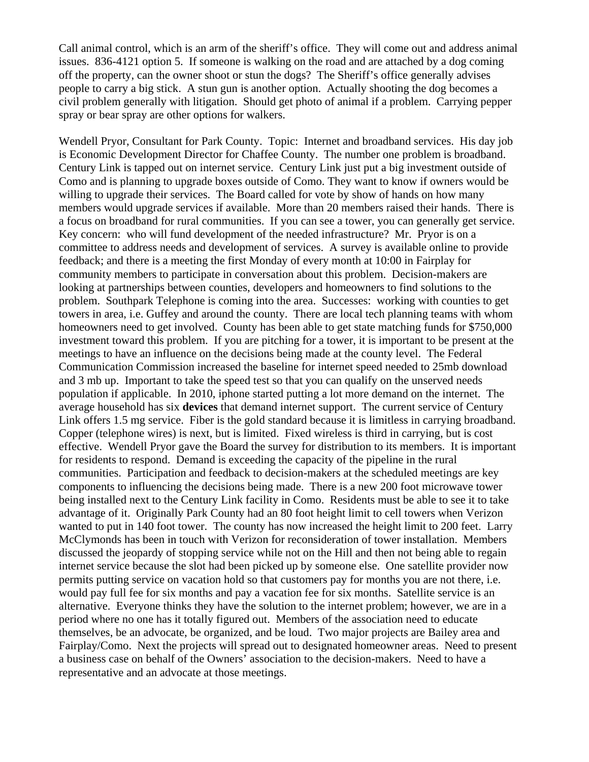Call animal control, which is an arm of the sheriff's office. They will come out and address animal issues. 836-4121 option 5. If someone is walking on the road and are attached by a dog coming off the property, can the owner shoot or stun the dogs? The Sheriff's office generally advises people to carry a big stick. A stun gun is another option. Actually shooting the dog becomes a civil problem generally with litigation. Should get photo of animal if a problem. Carrying pepper spray or bear spray are other options for walkers.

Wendell Pryor, Consultant for Park County. Topic: Internet and broadband services. His day job is Economic Development Director for Chaffee County. The number one problem is broadband. Century Link is tapped out on internet service. Century Link just put a big investment outside of Como and is planning to upgrade boxes outside of Como. They want to know if owners would be willing to upgrade their services. The Board called for vote by show of hands on how many members would upgrade services if available. More than 20 members raised their hands. There is a focus on broadband for rural communities. If you can see a tower, you can generally get service. Key concern: who will fund development of the needed infrastructure? Mr. Pryor is on a committee to address needs and development of services. A survey is available online to provide feedback; and there is a meeting the first Monday of every month at 10:00 in Fairplay for community members to participate in conversation about this problem. Decision-makers are looking at partnerships between counties, developers and homeowners to find solutions to the problem. Southpark Telephone is coming into the area. Successes: working with counties to get towers in area, i.e. Guffey and around the county. There are local tech planning teams with whom homeowners need to get involved. County has been able to get state matching funds for $750,000 investment toward this problem. If you are pitching for a tower, it is important to be present at the meetings to have an influence on the decisions being made at the county level. The Federal Communication Commission increased the baseline for internet speed needed to 25mb download and 3 mb up. Important to take the speed test so that you can qualify on the unserved needs population if applicable. In 2010, iphone started putting a lot more demand on the internet. The average household has six **devices** that demand internet support. The current service of Century Link offers 1.5 mg service. Fiber is the gold standard because it is limitless in carrying broadband. Copper (telephone wires) is next, but is limited. Fixed wireless is third in carrying, but is cost effective. Wendell Pryor gave the Board the survey for distribution to its members. It is important for residents to respond. Demand is exceeding the capacity of the pipeline in the rural communities. Participation and feedback to decision-makers at the scheduled meetings are key components to influencing the decisions being made. There is a new 200 foot microwave tower being installed next to the Century Link facility in Como. Residents must be able to see it to take advantage of it. Originally Park County had an 80 foot height limit to cell towers when Verizon wanted to put in 140 foot tower. The county has now increased the height limit to 200 feet. Larry McClymonds has been in touch with Verizon for reconsideration of tower installation. Members discussed the jeopardy of stopping service while not on the Hill and then not being able to regain internet service because the slot had been picked up by someone else. One satellite provider now permits putting service on vacation hold so that customers pay for months you are not there, i.e. would pay full fee for six months and pay a vacation fee for six months. Satellite service is an alternative. Everyone thinks they have the solution to the internet problem; however, we are in a period where no one has it totally figured out. Members of the association need to educate themselves, be an advocate, be organized, and be loud. Two major projects are Bailey area and Fairplay/Como. Next the projects will spread out to designated homeowner areas. Need to present a business case on behalf of the Owners' association to the decision-makers. Need to have a representative and an advocate at those meetings.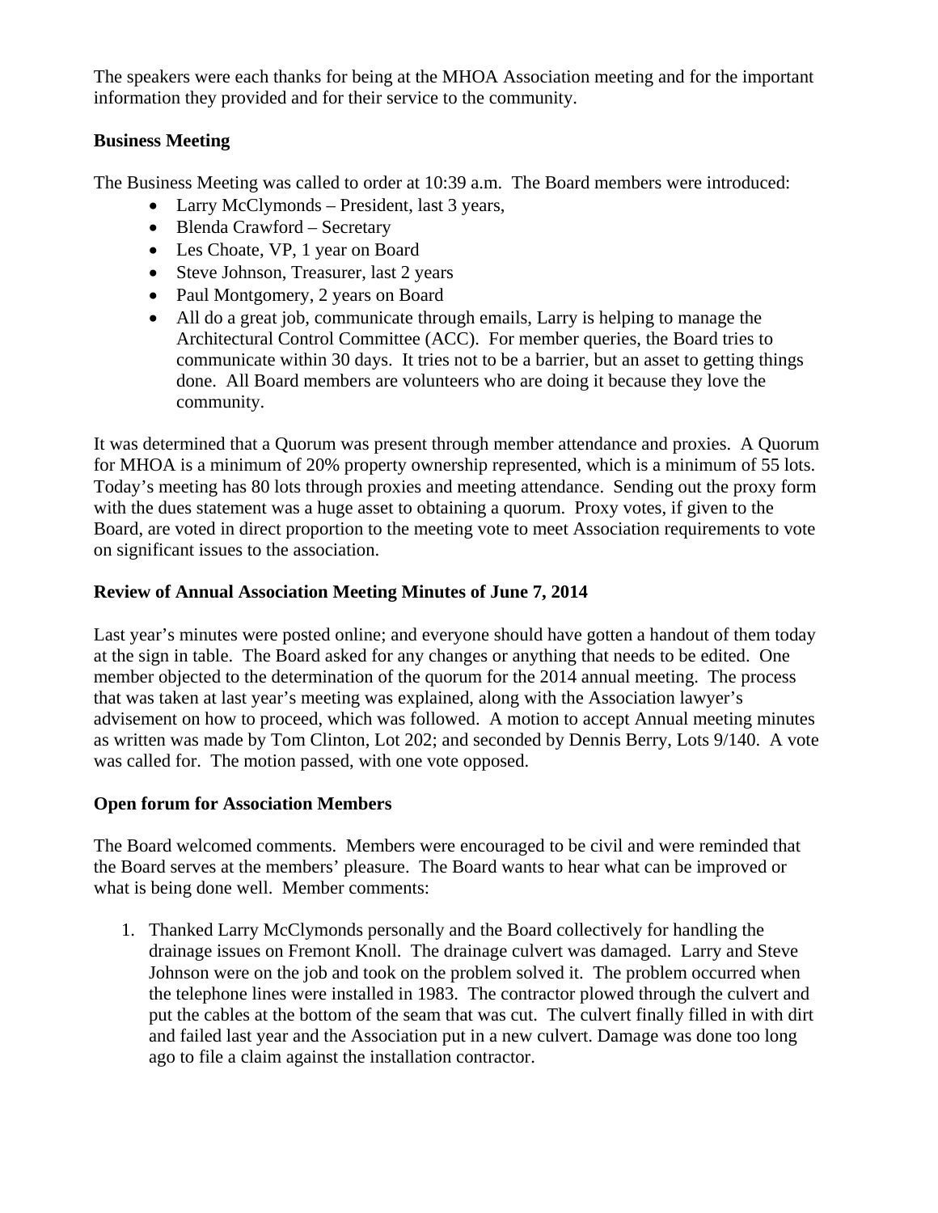The speakers were each thanks for being at the MHOA Association meeting and for the important information they provided and for their service to the community.

**Business Meeting**

The Business Meeting was called to order at 10:39 a.m. The Board members were introduced:

- Larry McClymonds – President, last 3 years,
- Blenda Crawford – Secretary
- Les Choate, VP, 1 year on Board
- Steve Johnson, Treasurer, last 2 years
- Paul Montgomery, 2 years on Board
- All do a great job, communicate through emails, Larry is helping to manage the Architectural Control Committee (ACC). For member queries, the Board tries to communicate within 30 days. It tries not to be a barrier, but an asset to getting things done. All Board members are volunteers who are doing it because they love the community.

It was determined that a Quorum was present through member attendance and proxies. A Quorum for MHOA is a minimum of 20% property ownership represented, which is a minimum of 55 lots. Today's meeting has 80 lots through proxies and meeting attendance. Sending out the proxy form with the dues statement was a huge asset to obtaining a quorum. Proxy votes, if given to the Board, are voted in direct proportion to the meeting vote to meet Association requirements to vote on significant issues to the association.

**Review of Annual Association Meeting Minutes of June 7, 2014**

Last year's minutes were posted online; and everyone should have gotten a handout of them today at the sign in table. The Board asked for any changes or anything that needs to be edited. One member objected to the determination of the quorum for the 2014 annual meeting. The process that was taken at last year's meeting was explained, along with the Association lawyer's advisement on how to proceed, which was followed. A motion to accept Annual meeting minutes as written was made by Tom Clinton, Lot 202; and seconded by Dennis Berry, Lots 9/140. A vote was called for. The motion passed, with one vote opposed.

**Open forum for Association Members**

The Board welcomed comments. Members were encouraged to be civil and were reminded that the Board serves at the members' pleasure. The Board wants to hear what can be improved or what is being done well. Member comments:

1. Thanked Larry McClymonds personally and the Board collectively for handling the drainage issues on Fremont Knoll. The drainage culvert was damaged. Larry and Steve Johnson were on the job and took on the problem solved it. The problem occurred when the telephone lines were installed in 1983. The contractor plowed through the culvert and put the cables at the bottom of the seam that was cut. The culvert finally filled in with dirt and failed last year and the Association put in a new culvert. Damage was done too long ago to file a claim against the installation contractor.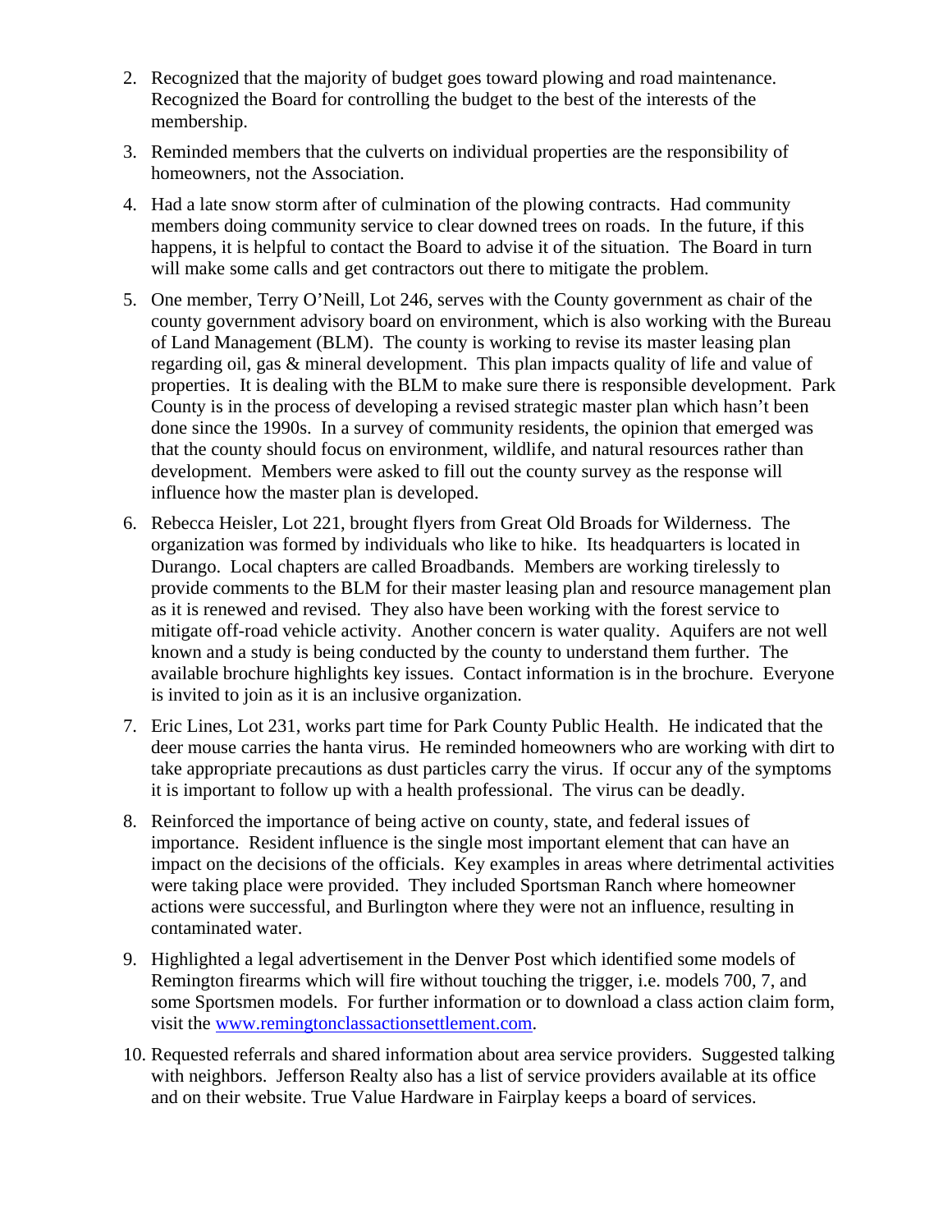2. Recognized that the majority of budget goes toward plowing and road maintenance. Recognized the Board for controlling the budget to the best of the interests of the membership.

3. Reminded members that the culverts on individual properties are the responsibility of homeowners, not the Association.

4. Had a late snow storm after of culmination of the plowing contracts. Had community members doing community service to clear downed trees on roads. In the future, if this happens, it is helpful to contact the Board to advise it of the situation. The Board in turn will make some calls and get contractors out there to mitigate the problem.

5. One member, Terry O'Neill, Lot 246, serves with the County government as chair of the county government advisory board on environment, which is also working with the Bureau of Land Management (BLM). The county is working to revise its master leasing plan regarding oil, gas & mineral development. This plan impacts quality of life and value of properties. It is dealing with the BLM to make sure there is responsible development. Park County is in the process of developing a revised strategic master plan which hasn't been done since the 1990s. In a survey of community residents, the opinion that emerged was that the county should focus on environment, wildlife, and natural resources rather than development. Members were asked to fill out the county survey as the response will influence how the master plan is developed.

6. Rebecca Heisler, Lot 221, brought flyers from Great Old Broads for Wilderness. The organization was formed by individuals who like to hike. Its headquarters is located in Durango. Local chapters are called Broadbands. Members are working tirelessly to provide comments to the BLM for their master leasing plan and resource management plan as it is renewed and revised. They also have been working with the forest service to mitigate off-road vehicle activity. Another concern is water quality. Aquifers are not well known and a study is being conducted by the county to understand them further. The available brochure highlights key issues. Contact information is in the brochure. Everyone is invited to join as it is an inclusive organization.

7. Eric Lines, Lot 231, works part time for Park County Public Health. He indicated that the deer mouse carries the hanta virus. He reminded homeowners who are working with dirt to take appropriate precautions as dust particles carry the virus. If occur any of the symptoms it is important to follow up with a health professional. The virus can be deadly.

8. Reinforced the importance of being active on county, state, and federal issues of importance. Resident influence is the single most important element that can have an impact on the decisions of the officials. Key examples in areas where detrimental activities were taking place were provided. They included Sportsman Ranch where homeowner actions were successful, and Burlington where they were not an influence, resulting in contaminated water.

9. Highlighted a legal advertisement in the Denver Post which identified some models of Remington firearms which will fire without touching the trigger, i.e. models 700, 7, and some Sportsmen models. For further information or to download a class action claim form, visit the [www.remingtonclassactionsettlement.com](http://www.remingtonclassactionsettlement.com).

10. Requested referrals and shared information about area service providers. Suggested talking with neighbors. Jefferson Realty also has a list of service providers available at its office and on their website. True Value Hardware in Fairplay keeps a board of services.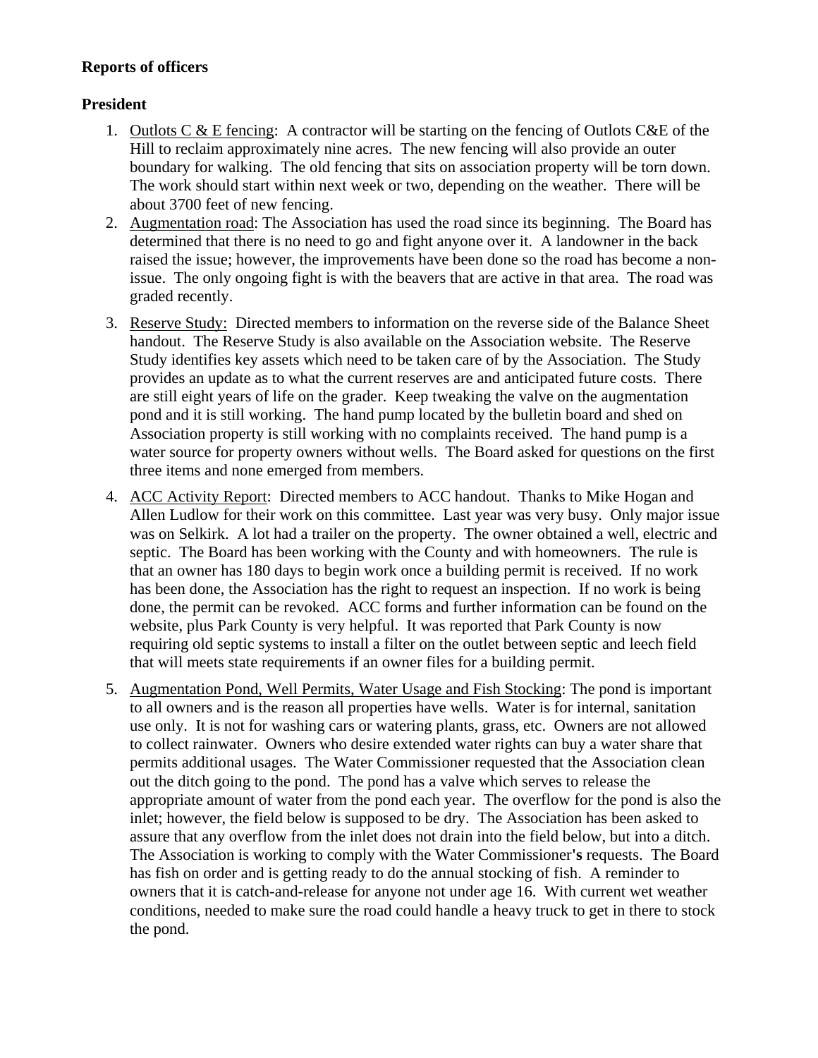**Reports of officers**

**President**

1. Outlots C & E fencing: A contractor will be starting on the fencing of Outlots C&E of the Hill to reclaim approximately nine acres. The new fencing will also provide an outer boundary for walking. The old fencing that sits on association property will be torn down. The work should start within next week or two, depending on the weather. There will be about 3700 feet of new fencing.
2. Augmentation road: The Association has used the road since its beginning. The Board has determined that there is no need to go and fight anyone over it. A landowner in the back raised the issue; however, the improvements have been done so the road has become a non-issue. The only ongoing fight is with the beavers that are active in that area. The road was graded recently.
3. Reserve Study: Directed members to information on the reverse side of the Balance Sheet handout. The Reserve Study is also available on the Association website. The Reserve Study identifies key assets which need to be taken care of by the Association. The Study provides an update as to what the current reserves are and anticipated future costs. There are still eight years of life on the grader. Keep tweaking the valve on the augmentation pond and it is still working. The hand pump located by the bulletin board and shed on Association property is still working with no complaints received. The hand pump is a water source for property owners without wells. The Board asked for questions on the first three items and none emerged from members.
4. ACC Activity Report: Directed members to ACC handout. Thanks to Mike Hogan and Allen Ludlow for their work on this committee. Last year was very busy. Only major issue was on Selkirk. A lot had a trailer on the property. The owner obtained a well, electric and septic. The Board has been working with the County and with homeowners. The rule is that an owner has 180 days to begin work once a building permit is received. If no work has been done, the Association has the right to request an inspection. If no work is being done, the permit can be revoked. ACC forms and further information can be found on the website, plus Park County is very helpful. It was reported that Park County is now requiring old septic systems to install a filter on the outlet between septic and leech field that will meets state requirements if an owner files for a building permit.
5. Augmentation Pond, Well Permits, Water Usage and Fish Stocking: The pond is important to all owners and is the reason all properties have wells. Water is for internal, sanitation use only. It is not for washing cars or watering plants, grass, etc. Owners are not allowed to collect rainwater. Owners who desire extended water rights can buy a water share that permits additional usages. The Water Commissioner requested that the Association clean out the ditch going to the pond. The pond has a valve which serves to release the appropriate amount of water from the pond each year. The overflow for the pond is also the inlet; however, the field below is supposed to be dry. The Association has been asked to assure that any overflow from the inlet does not drain into the field below, but into a ditch. The Association is working to comply with the Water Commissioner's requests. The Board has fish on order and is getting ready to do the annual stocking of fish. A reminder to owners that it is catch-and-release for anyone not under age 16. With current wet weather conditions, needed to make sure the road could handle a heavy truck to get in there to stock the pond.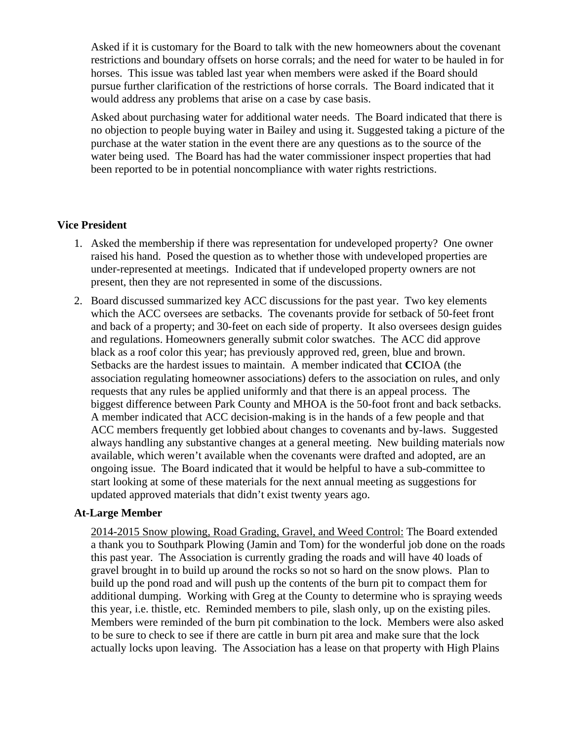Asked if it is customary for the Board to talk with the new homeowners about the covenant restrictions and boundary offsets on horse corrals; and the need for water to be hauled in for horses. This issue was tabled last year when members were asked if the Board should pursue further clarification of the restrictions of horse corrals. The Board indicated that it would address any problems that arise on a case by case basis.

Asked about purchasing water for additional water needs. The Board indicated that there is no objection to people buying water in Bailey and using it. Suggested taking a picture of the purchase at the water station in the event there are any questions as to the source of the water being used. The Board has had the water commissioner inspect properties that had been reported to be in potential noncompliance with water rights restrictions.

**Vice President**

1. Asked the membership if there was representation for undeveloped property? One owner raised his hand. Posed the question as to whether those with undeveloped properties are under-represented at meetings. Indicated that if undeveloped property owners are not present, then they are not represented in some of the discussions.
2. Board discussed summarized key ACC discussions for the past year. Two key elements which the ACC oversees are setbacks. The covenants provide for setback of 50-feet front and back of a property; and 30-feet on each side of property. It also oversees design guides and regulations. Homeowners generally submit color swatches. The ACC did approve black as a roof color this year; has previously approved red, green, blue and brown. Setbacks are the hardest issues to maintain. A member indicated that **CC**IOA (the association regulating homeowner associations) defers to the association on rules, and only requests that any rules be applied uniformly and that there is an appeal process. The biggest difference between Park County and MHOA is the 50-foot front and back setbacks. A member indicated that ACC decision-making is in the hands of a few people and that ACC members frequently get lobbied about changes to covenants and by-laws. Suggested always handling any substantive changes at a general meeting. New building materials now available, which weren't available when the covenants were drafted and adopted, are an ongoing issue. The Board indicated that it would be helpful to have a sub-committee to start looking at some of these materials for the next annual meeting as suggestions for updated approved materials that didn't exist twenty years ago.

**At-Large Member**

2014-2015 Snow plowing, Road Grading, Gravel, and Weed Control: The Board extended a thank you to Southpark Plowing (Jamin and Tom) for the wonderful job done on the roads this past year. The Association is currently grading the roads and will have 40 loads of gravel brought in to build up around the rocks so not so hard on the snow plows. Plan to build up the pond road and will push up the contents of the burn pit to compact them for additional dumping. Working with Greg at the County to determine who is spraying weeds this year, i.e. thistle, etc. Reminded members to pile, slash only, up on the existing piles. Members were reminded of the burn pit combination to the lock. Members were also asked to be sure to check to see if there are cattle in burn pit area and make sure that the lock actually locks upon leaving. The Association has a lease on that property with High Plains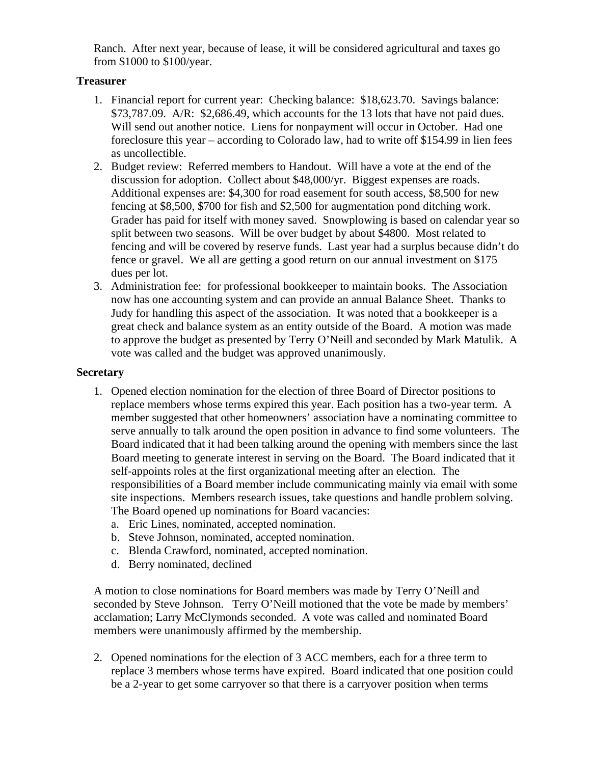Ranch. After next year, because of lease, it will be considered agricultural and taxes go from $1000 to $100/year.

**Treasurer**

1. Financial report for current year: Checking balance: $18,623.70. Savings balance: $73,787.09. A/R: $2,686.49, which accounts for the 13 lots that have not paid dues. Will send out another notice. Liens for nonpayment will occur in October. Had one foreclosure this year – according to Colorado law, had to write off $154.99 in lien fees as uncollectible.
2. Budget review: Referred members to Handout. Will have a vote at the end of the discussion for adoption. Collect about $48,000/yr. Biggest expenses are roads. Additional expenses are: $4,300 for road easement for south access, $8,500 for new fencing at $8,500, $700 for fish and $2,500 for augmentation pond ditching work. Grader has paid for itself with money saved. Snowplowing is based on calendar year so split between two seasons. Will be over budget by about $4800. Most related to fencing and will be covered by reserve funds. Last year had a surplus because didn't do fence or gravel. We all are getting a good return on our annual investment on $175 dues per lot.
3. Administration fee: for professional bookkeeper to maintain books. The Association now has one accounting system and can provide an annual Balance Sheet. Thanks to Judy for handling this aspect of the association. It was noted that a bookkeeper is a great check and balance system as an entity outside of the Board. A motion was made to approve the budget as presented by Terry O'Neill and seconded by Mark Matulik. A vote was called and the budget was approved unanimously.

**Secretary**

1. Opened election nomination for the election of three Board of Director positions to replace members whose terms expired this year. Each position has a two-year term. A member suggested that other homeowners' association have a nominating committee to serve annually to talk around the open position in advance to find some volunteers. The Board indicated that it had been talking around the opening with members since the last Board meeting to generate interest in serving on the Board. The Board indicated that it self-appoints roles at the first organizational meeting after an election. The responsibilities of a Board member include communicating mainly via email with some site inspections. Members research issues, take questions and handle problem solving. The Board opened up nominations for Board vacancies:
   a. Eric Lines, nominated, accepted nomination.
   b. Steve Johnson, nominated, accepted nomination.
   c. Blenda Crawford, nominated, accepted nomination.
   d. Berry nominated, declined

A motion to close nominations for Board members was made by Terry O'Neill and seconded by Steve Johnson. Terry O'Neill motioned that the vote be made by members' acclamation; Larry McClymonds seconded. A vote was called and nominated Board members were unanimously affirmed by the membership.

2. Opened nominations for the election of 3 ACC members, each for a three term to replace 3 members whose terms have expired. Board indicated that one position could be a 2-year to get some carryover so that there is a carryover position when terms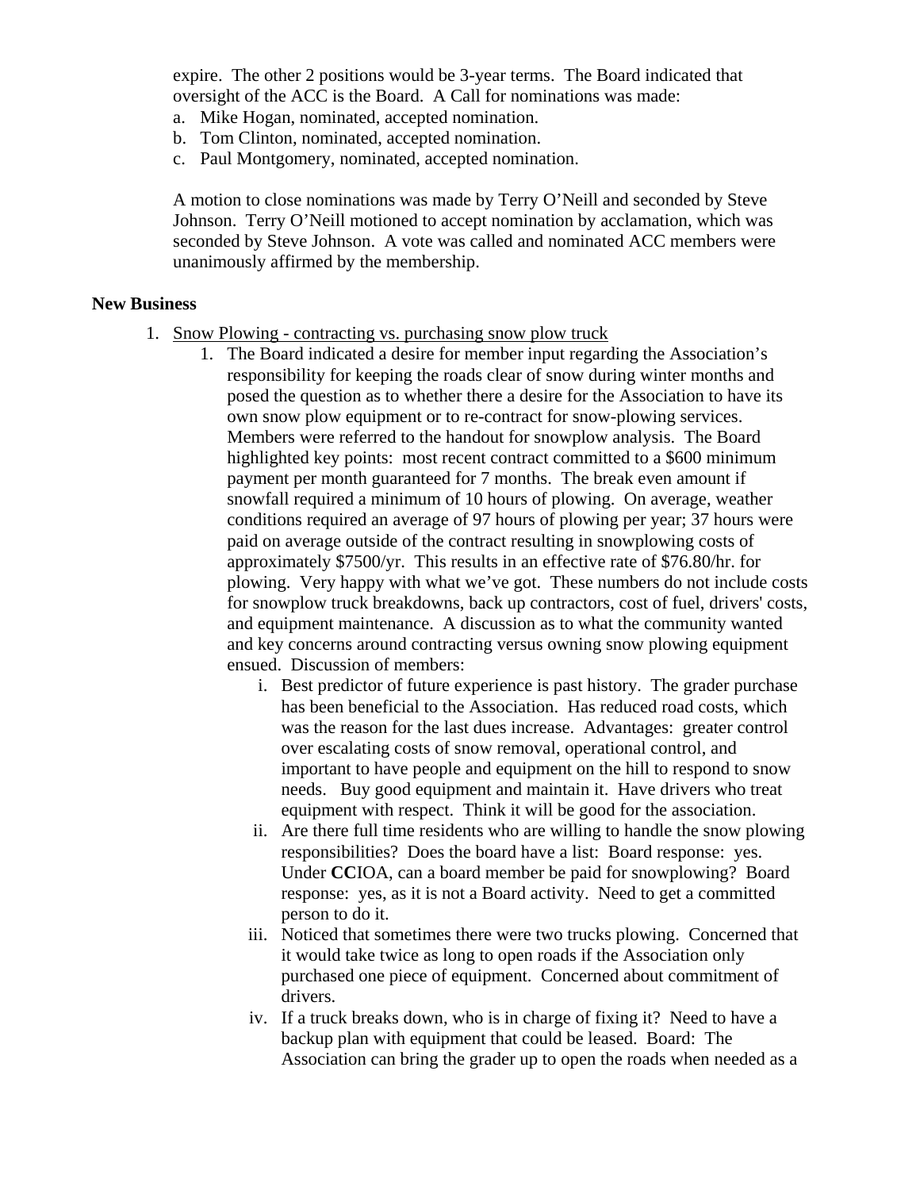expire. The other 2 positions would be 3-year terms. The Board indicated that oversight of the ACC is the Board. A Call for nominations was made:

a. Mike Hogan, nominated, accepted nomination.
b. Tom Clinton, nominated, accepted nomination.
c. Paul Montgomery, nominated, accepted nomination.

A motion to close nominations was made by Terry O'Neill and seconded by Steve Johnson. Terry O'Neill motioned to accept nomination by acclamation, which was seconded by Steve Johnson. A vote was called and nominated ACC members were unanimously affirmed by the membership.

**New Business**

1. Snow Plowing - contracting vs. purchasing snow plow truck
   1. The Board indicated a desire for member input regarding the Association's responsibility for keeping the roads clear of snow during winter months and posed the question as to whether there a desire for the Association to have its own snow plow equipment or to re-contract for snow-plowing services. Members were referred to the handout for snowplow analysis. The Board highlighted key points: most recent contract committed to a $600 minimum payment per month guaranteed for 7 months. The break even amount if snowfall required a minimum of 10 hours of plowing. On average, weather conditions required an average of 97 hours of plowing per year; 37 hours were paid on average outside of the contract resulting in snowplowing costs of approximately $7500/yr. This results in an effective rate of $76.80/hr. for plowing. Very happy with what we've got. These numbers do not include costs for snowplow truck breakdowns, back up contractors, cost of fuel, drivers' costs, and equipment maintenance. A discussion as to what the community wanted and key concerns around contracting versus owning snow plowing equipment ensued. Discussion of members:
      - i. Best predictor of future experience is past history. The grader purchase has been beneficial to the Association. Has reduced road costs, which was the reason for the last dues increase. Advantages: greater control over escalating costs of snow removal, operational control, and important to have people and equipment on the hill to respond to snow needs. Buy good equipment and maintain it. Have drivers who treat equipment with respect. Think it will be good for the association.
      - ii. Are there full time residents who are willing to handle the snow plowing responsibilities? Does the board have a list: Board response: yes. Under **CC**IOA, can a board member be paid for snowplowing? Board response: yes, as it is not a Board activity. Need to get a committed person to do it.
      - iii. Noticed that sometimes there were two trucks plowing. Concerned that it would take twice as long to open roads if the Association only purchased one piece of equipment. Concerned about commitment of drivers.
      - iv. If a truck breaks down, who is in charge of fixing it? Need to have a backup plan with equipment that could be leased. Board: The Association can bring the grader up to open the roads when needed as a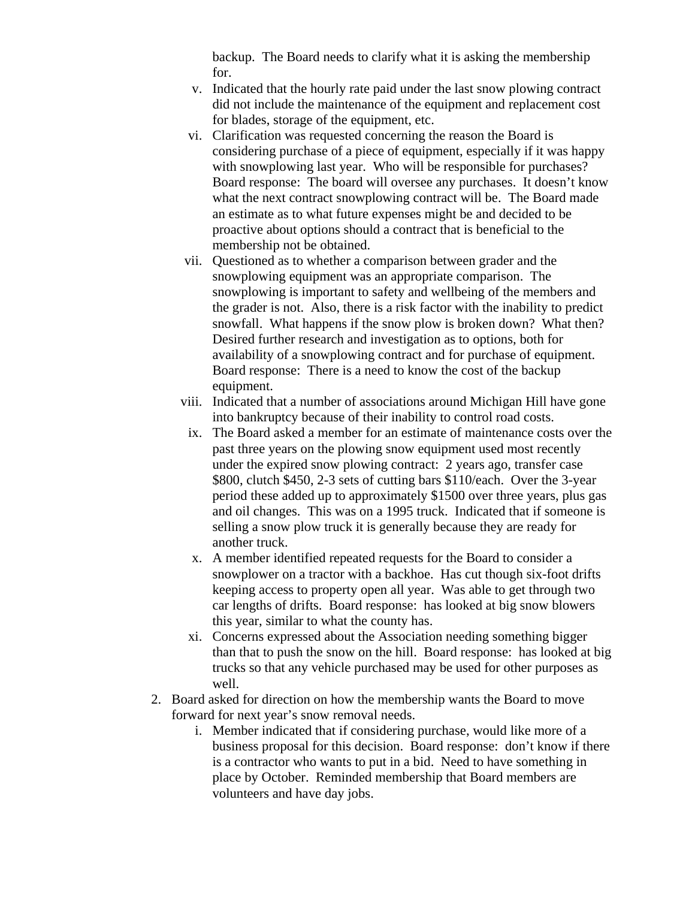backup. The Board needs to clarify what it is asking the membership for.

v. Indicated that the hourly rate paid under the last snow plowing contract did not include the maintenance of the equipment and replacement cost for blades, storage of the equipment, etc.

vi. Clarification was requested concerning the reason the Board is considering purchase of a piece of equipment, especially if it was happy with snowplowing last year. Who will be responsible for purchases? Board response: The board will oversee any purchases. It doesn't know what the next contract snowplowing contract will be. The Board made an estimate as to what future expenses might be and decided to be proactive about options should a contract that is beneficial to the membership not be obtained.

vii. Questioned as to whether a comparison between grader and the snowplowing equipment was an appropriate comparison. The snowplowing is important to safety and wellbeing of the members and the grader is not. Also, there is a risk factor with the inability to predict snowfall. What happens if the snow plow is broken down? What then? Desired further research and investigation as to options, both for availability of a snowplowing contract and for purchase of equipment. Board response: There is a need to know the cost of the backup equipment.

viii. Indicated that a number of associations around Michigan Hill have gone into bankruptcy because of their inability to control road costs.

ix. The Board asked a member for an estimate of maintenance costs over the past three years on the plowing snow equipment used most recently under the expired snow plowing contract: 2 years ago, transfer case $800, clutch $450, 2-3 sets of cutting bars $110/each. Over the 3-year period these added up to approximately $1500 over three years, plus gas and oil changes. This was on a 1995 truck. Indicated that if someone is selling a snow plow truck it is generally because they are ready for another truck.

x. A member identified repeated requests for the Board to consider a snowplower on a tractor with a backhoe. Has cut though six-foot drifts keeping access to property open all year. Was able to get through two car lengths of drifts. Board response: has looked at big snow blowers this year, similar to what the county has.

xi. Concerns expressed about the Association needing something bigger than that to push the snow on the hill. Board response: has looked at big trucks so that any vehicle purchased may be used for other purposes as well.

2. Board asked for direction on how the membership wants the Board to move forward for next year's snow removal needs.

   i. Member indicated that if considering purchase, would like more of a business proposal for this decision. Board response: don't know if there is a contractor who wants to put in a bid. Need to have something in place by October. Reminded membership that Board members are volunteers and have day jobs.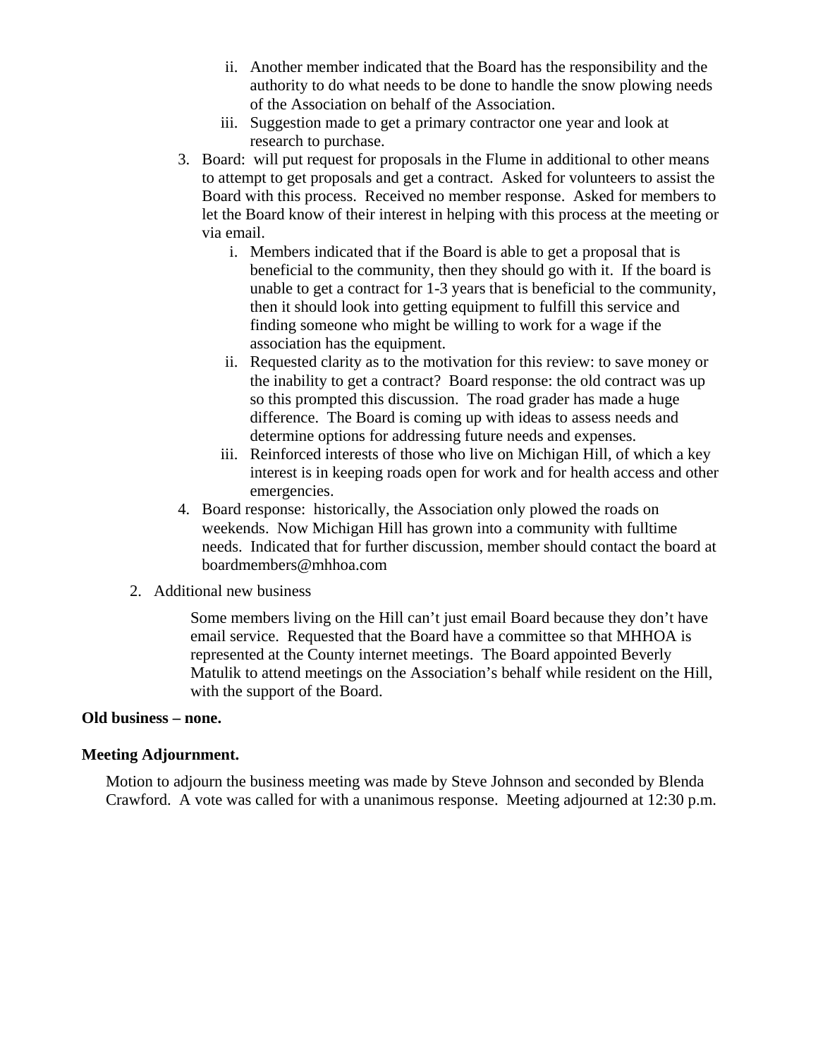ii. Another member indicated that the Board has the responsibility and the authority to do what needs to be done to handle the snow plowing needs of the Association on behalf of the Association.
   iii. Suggestion made to get a primary contractor one year and look at research to purchase.

3. Board: will put request for proposals in the Flume in additional to other means to attempt to get proposals and get a contract. Asked for volunteers to assist the Board with this process. Received no member response. Asked for members to let the Board know of their interest in helping with this process at the meeting or via email.
   i. Members indicated that if the Board is able to get a proposal that is beneficial to the community, then they should go with it. If the board is unable to get a contract for 1-3 years that is beneficial to the community, then it should look into getting equipment to fulfill this service and finding someone who might be willing to work for a wage if the association has the equipment.
   ii. Requested clarity as to the motivation for this review: to save money or the inability to get a contract? Board response: the old contract was up so this prompted this discussion. The road grader has made a huge difference. The Board is coming up with ideas to assess needs and determine options for addressing future needs and expenses.
   iii. Reinforced interests of those who live on Michigan Hill, of which a key interest is in keeping roads open for work and for health access and other emergencies.

4. Board response: historically, the Association only plowed the roads on weekends. Now Michigan Hill has grown into a community with fulltime needs. Indicated that for further discussion, member should contact the board at boardmembers@mhhoa.com

2. Additional new business

   Some members living on the Hill can't just email Board because they don't have email service. Requested that the Board have a committee so that MHHOA is represented at the County internet meetings. The Board appointed Beverly Matulik to attend meetings on the Association's behalf while resident on the Hill, with the support of the Board.

**Old business – none.**

**Meeting Adjournment.**

Motion to adjourn the business meeting was made by Steve Johnson and seconded by Blenda Crawford. A vote was called for with a unanimous response. Meeting adjourned at 12:30 p.m.